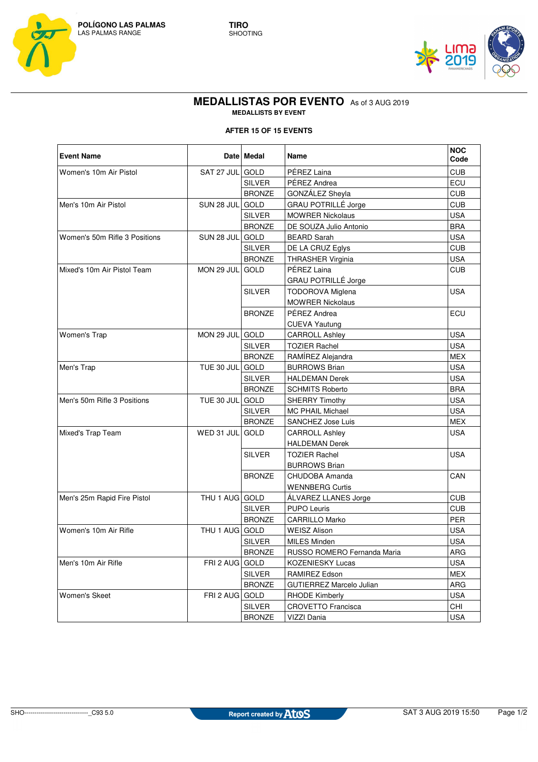POLÍGONO LAS PALMAS
LAS PALMAS RANGE

TIRO
SHOOTING

# MEDALLISTAS POR EVENTO As of 3 AUG 2019

**MEDALLISTS BY EVENT**

**AFTER 15 OF 15 EVENTS**

| Event Name | Date | Medal | Name | NOC Code |
|---|---|---|---|---|
| Women's 10m Air Pistol | SAT 27 JUL | GOLD | PÉREZ Laina | CUB |
| | | SILVER | PÉREZ Andrea | ECU |
| | | BRONZE | GONZÁLEZ Sheyla | CUB |
| Men's 10m Air Pistol | SUN 28 JUL | GOLD | GRAU POTRILLÉ Jorge | CUB |
| | | SILVER | MOWRER Nickolaus | USA |
| | | BRONZE | DE SOUZA Julio Antonio | BRA |
| Women's 50m Rifle 3 Positions | SUN 28 JUL | GOLD | BEARD Sarah | USA |
| | | SILVER | DE LA CRUZ Eglys | CUB |
| | | BRONZE | THRASHER Virginia | USA |
| Mixed's 10m Air Pistol Team | MON 29 JUL | GOLD | PÉREZ Laina<br>GRAU POTRILLÉ Jorge | CUB |
| | | SILVER | TODOROVA Miglena<br>MOWRER Nickolaus | USA |
| | | BRONZE | PÉREZ Andrea<br>CUEVA Yautung | ECU |
| Women's Trap | MON 29 JUL | GOLD | CARROLL Ashley | USA |
| | | SILVER | TOZIER Rachel | USA |
| | | BRONZE | RAMÍREZ Alejandra | MEX |
| Men's Trap | TUE 30 JUL | GOLD | BURROWS Brian | USA |
| | | SILVER | HALDEMAN Derek | USA |
| | | BRONZE | SCHMITS Roberto | BRA |
| Men's 50m Rifle 3 Positions | TUE 30 JUL | GOLD | SHERRY Timothy | USA |
| | | SILVER | MC PHAIL Michael | USA |
| | | BRONZE | SANCHEZ Jose Luis | MEX |
| Mixed's Trap Team | WED 31 JUL | GOLD | CARROLL Ashley<br>HALDEMAN Derek | USA |
| | | SILVER | TOZIER Rachel<br>BURROWS Brian | USA |
| | | BRONZE | CHUDOBA Amanda<br>WENNBERG Curtis | CAN |
| Men's 25m Rapid Fire Pistol | THU 1 AUG | GOLD | ÁLVAREZ LLANES Jorge | CUB |
| | | SILVER | PUPO Leuris | CUB |
| | | BRONZE | CARRILLO Marko | PER |
| Women's 10m Air Rifle | THU 1 AUG | GOLD | WEISZ Alison | USA |
| | | SILVER | MILES Minden | USA |
| | | BRONZE | RUSSO ROMERO Fernanda Maria | ARG |
| Men's 10m Air Rifle | FRI 2 AUG | GOLD | KOZENIESKY Lucas | USA |
| | | SILVER | RAMIREZ Edson | MEX |
| | | BRONZE | GUTIERREZ Marcelo Julian | ARG |
| Women's Skeet | FRI 2 AUG | GOLD | RHODE Kimberly | USA |
| | | SILVER | CROVETTO Francisca | CHI |
| | | BRONZE | VIZZI Dania | USA |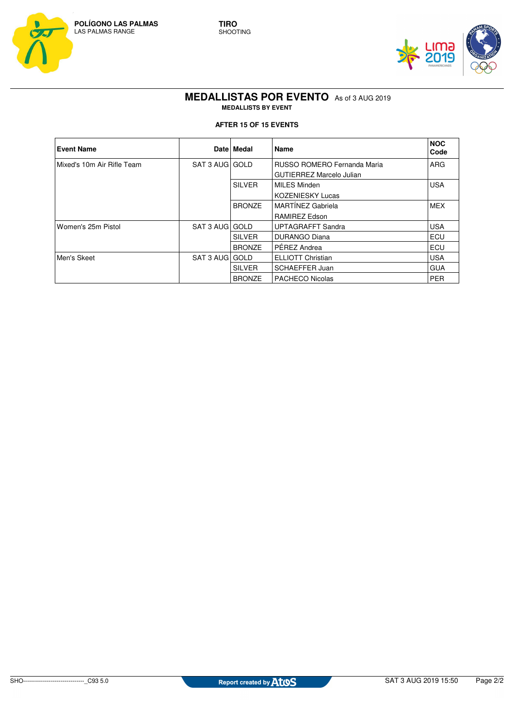POLÍGONO LAS PALMAS
LAS PALMAS RANGE

TIRO
SHOOTING

# MEDALLISTAS POR EVENTO As of 3 AUG 2019

**MEDALLISTS BY EVENT**

**AFTER 15 OF 15 EVENTS**

| Event Name | Date | Medal | Name | NOC Code |
|---|---|---|---|---|
| Mixed's 10m Air Rifle Team | SAT 3 AUG | GOLD | RUSSO ROMERO Fernanda Maria | ARG |
| | | | GUTIERREZ Marcelo Julian | |
| | | SILVER | MILES Minden | USA |
| | | | KOZENIESKY Lucas | |
| | | BRONZE | MARTÍNEZ Gabriela | MEX |
| | | | RAMIREZ Edson | |
| Women's 25m Pistol | SAT 3 AUG | GOLD | UPTAGRAFFT Sandra | USA |
| | | SILVER | DURANGO Diana | ECU |
| | | BRONZE | PÉREZ Andrea | ECU |
| Men's Skeet | SAT 3 AUG | GOLD | ELLIOTT Christian | USA |
| | | SILVER | SCHAEFFER Juan | GUA |
| | | BRONZE | PACHECO Nicolas | PER |

SHO-------------------------------_C93 5.0 Report created by Atos SAT 3 AUG 2019 15:50